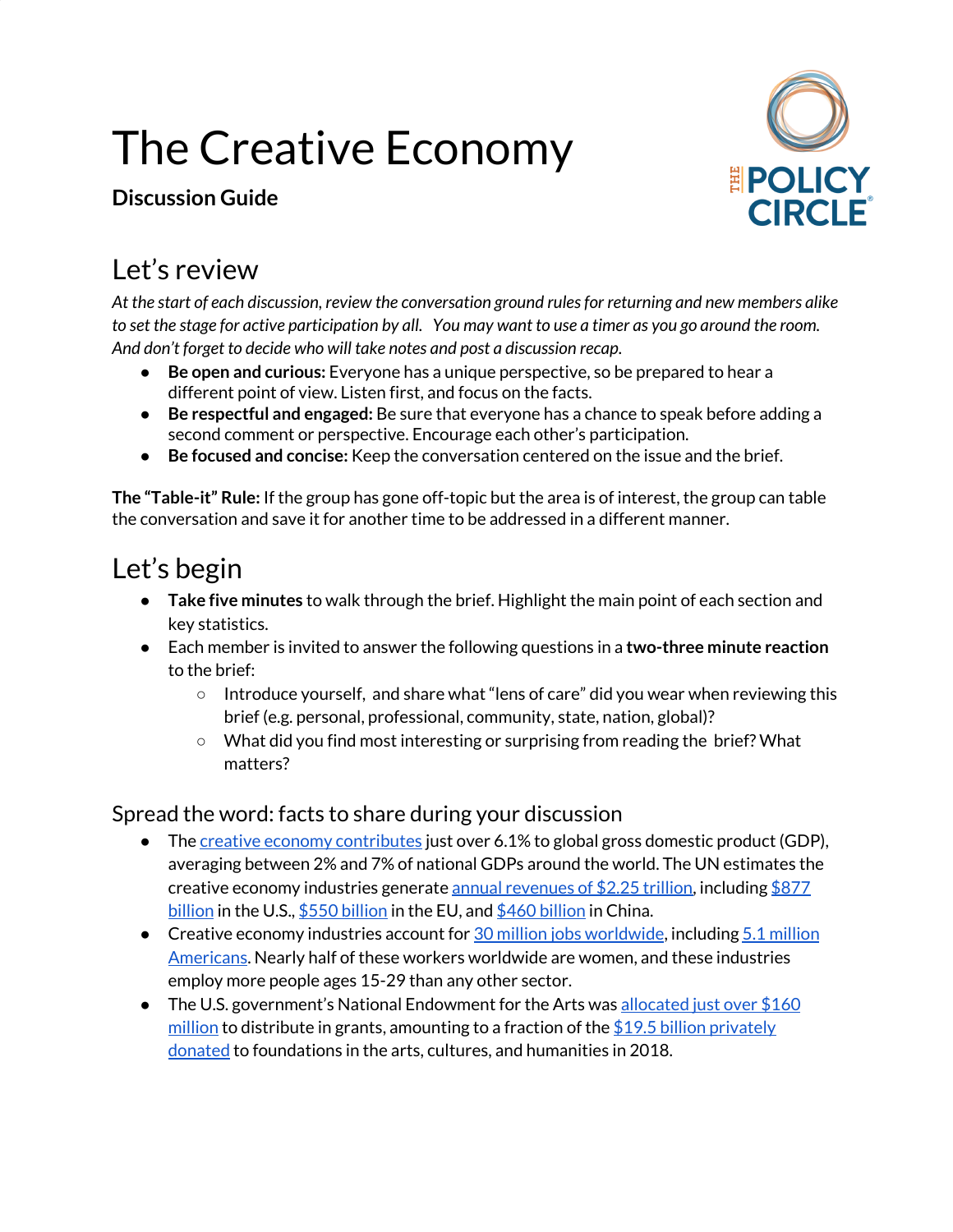# The Creative Economy

**Discussion Guide**

## Let's review

*At the start of each discussion, review the conversation ground rules for returning and new members alike to set the stage for active participation by all. You may want to use a timer as you go around the room. And don't forget to decide who will take notes and post a discussion recap.*

- **Be open and curious:** Everyone has a unique perspective, so be prepared to hear a different point of view. Listen first, and focus on the facts.
- **Be respectful and engaged:** Be sure that everyone has a chance to speak before adding a second comment or perspective. Encourage each other's participation.
- **Be focused and concise:** Keep the conversation centered on the issue and the brief.

**The "Table-it" Rule:** If the group has gone off-topic but the area is of interest, the group can table the conversation and save it for another time to be addressed in a different manner.

## Let's begin

- **Take five minutes** to walk through the brief. Highlight the main point of each section and key statistics.
- Each member is invited to answer the following questions in a **two-three minute reaction** to the brief:
  - Introduce yourself, and share what "lens of care" did you wear when reviewing this brief (e.g. personal, professional, community, state, nation, global)?
  - What did you find most interesting or surprising from reading the brief? What matters?

### Spread the word: facts to share during your discussion

- The creative economy contributes just over 6.1% to global gross domestic product (GDP), averaging between 2% and 7% of national GDPs around the world. The UN estimates the creative economy industries generate annual revenues of $2.25 trillion, including $877 billion in the U.S., $550 billion in the EU, and $460 billion in China.
- Creative economy industries account for 30 million jobs worldwide, including 5.1 million Americans. Nearly half of these workers worldwide are women, and these industries employ more people ages 15-29 than any other sector.
- The U.S. government's National Endowment for the Arts was allocated just over $160 million to distribute in grants, amounting to a fraction of the $19.5 billion privately donated to foundations in the arts, cultures, and humanities in 2018.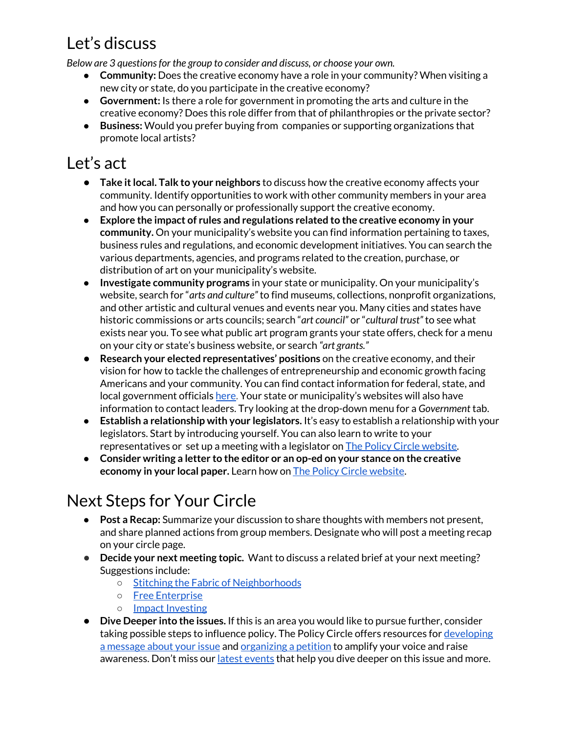## Let's discuss

*Below are 3 questions for the group to consider and discuss, or choose your own.*

- **Community:** Does the creative economy have a role in your community? When visiting a new city or state, do you participate in the creative economy?
- **Government:** Is there a role for government in promoting the arts and culture in the creative economy? Does this role differ from that of philanthropies or the private sector?
- **Business:** Would you prefer buying from companies or supporting organizations that promote local artists?

## Let's act

- **Take it local. Talk to your neighbors** to discuss how the creative economy affects your community. Identify opportunities to work with other community members in your area and how you can personally or professionally support the creative economy.
- **Explore the impact of rules and regulations related to the creative economy in your community.** On your municipality's website you can find information pertaining to taxes, business rules and regulations, and economic development initiatives. You can search the various departments, agencies, and programs related to the creation, purchase, or distribution of art on your municipality's website.
- **Investigate community programs** in your state or municipality. On your municipality's website, search for "*arts and culture*" to find museums, collections, nonprofit organizations, and other artistic and cultural venues and events near you. Many cities and states have historic commissions or arts councils; search "*art council*" or "*cultural trust*" to see what exists near you. To see what public art program grants your state offers, check for a menu on your city or state's business website, or search *"art grants."*
- **Research your elected representatives' positions** on the creative economy, and their vision for how to tackle the challenges of entrepreneurship and economic growth facing Americans and your community. You can find contact information for federal, state, and local government officials here. Your state or municipality's websites will also have information to contact leaders. Try looking at the drop-down menu for a *Government* tab.
- **Establish a relationship with your legislators.** It's easy to establish a relationship with your legislators. Start by introducing yourself. You can also learn to write to your representatives or set up a meeting with a legislator on The Policy Circle website.
- **Consider writing a letter to the editor or an op-ed on your stance on the creative economy in your local paper.** Learn how on The Policy Circle website.

## Next Steps for Your Circle

- **Post a Recap:** Summarize your discussion to share thoughts with members not present, and share planned actions from group members. Designate who will post a meeting recap on your circle page.
- **Decide your next meeting topic.** Want to discuss a related brief at your next meeting? Suggestions include:
  - Stitching the Fabric of Neighborhoods
  - Free Enterprise
  - Impact Investing
- **Dive Deeper into the issues.** If this is an area you would like to pursue further, consider taking possible steps to influence policy. The Policy Circle offers resources for developing a message about your issue and organizing a petition to amplify your voice and raise awareness. Don't miss our latest events that help you dive deeper on this issue and more.